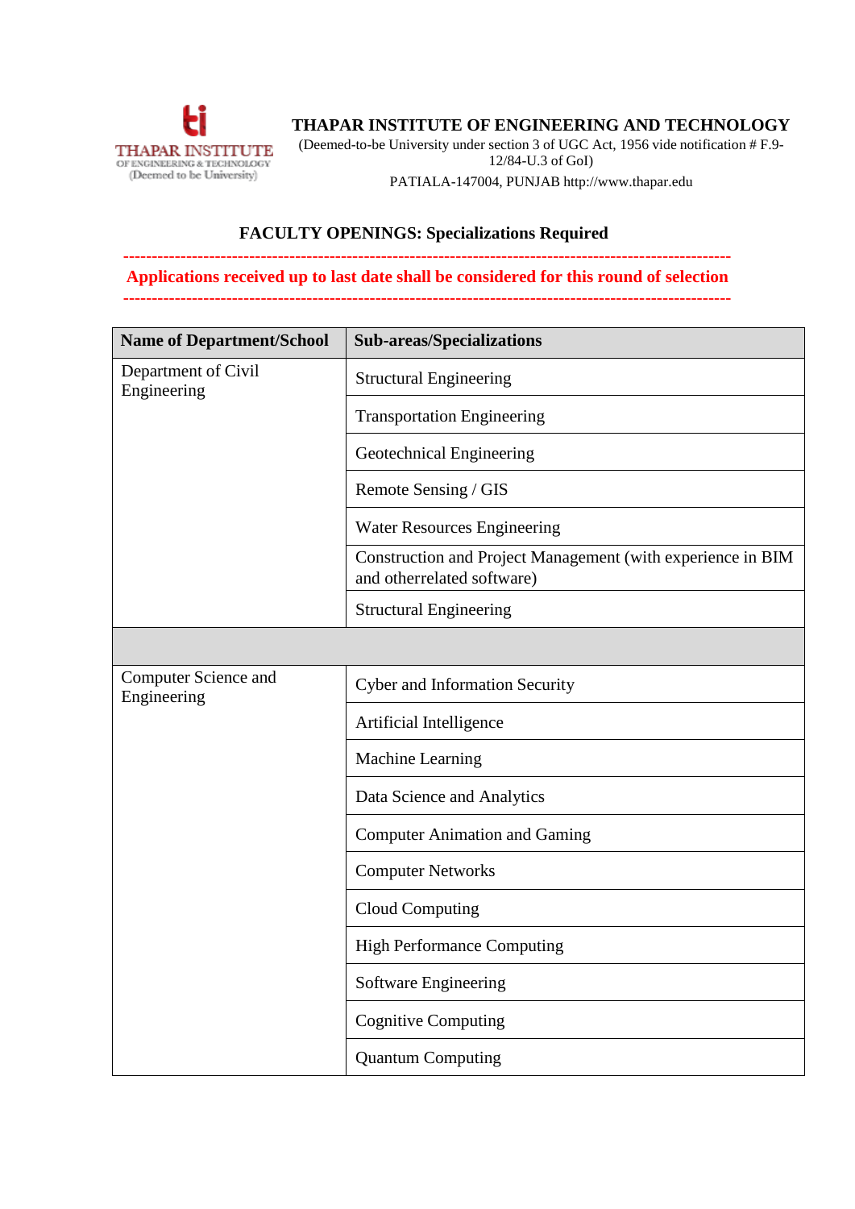**THAPAR INSTITUTE OF ENGINEERING AND TECHNOLOGY**

(Deemed-to-be University under section 3 of UGC Act, 1956 vide notification # F.9-12/84-U.3 of GoI)

PATIALA-147004, PUNJAB http://www.thapar.edu

## FACULTY OPENINGS: Specializations Required

---

**Applications received up to last date shall be considered for this round of selection**

---

| Name of Department/School | Sub-areas/Specializations |
|---|---|
| Department of Civil Engineering | Structural Engineering |
| | Transportation Engineering |
| | Geotechnical Engineering |
| | Remote Sensing / GIS |
| | Water Resources Engineering |
| | Construction and Project Management (with experience in BIM and otherrelated software) |
| | Structural Engineering |
| | |
| Computer Science and Engineering | Cyber and Information Security |
| | Artificial Intelligence |
| | Machine Learning |
| | Data Science and Analytics |
| | Computer Animation and Gaming |
| | Computer Networks |
| | Cloud Computing |
| | High Performance Computing |
| | Software Engineering |
| | Cognitive Computing |
| | Quantum Computing |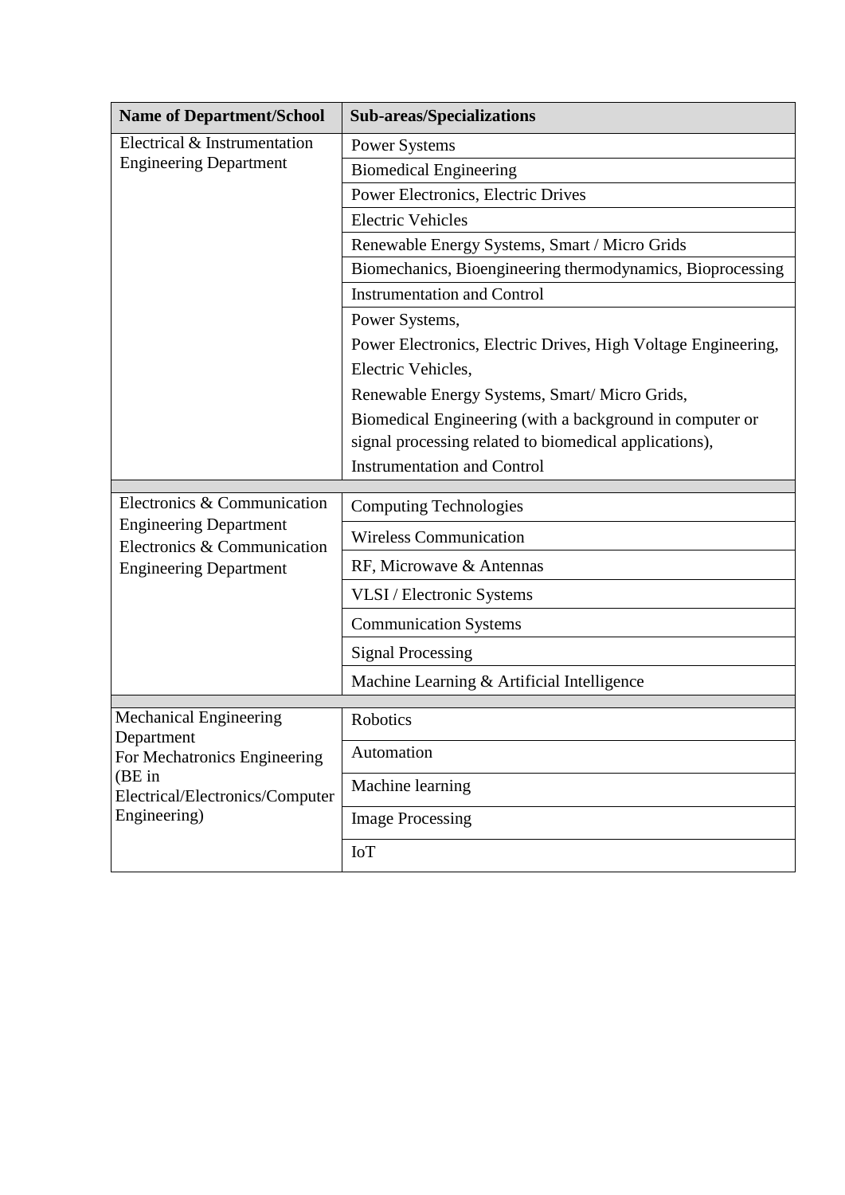| Name of Department/School | Sub-areas/Specializations |
|---|---|
| Electrical & Instrumentation Engineering Department | Power Systems |
| | Biomedical Engineering |
| | Power Electronics, Electric Drives |
| | Electric Vehicles |
| | Renewable Energy Systems, Smart / Micro Grids |
| | Biomechanics, Bioengineering thermodynamics, Bioprocessing |
| | Instrumentation and Control |
| | Power Systems,<br>Power Electronics, Electric Drives, High Voltage Engineering,<br>Electric Vehicles,<br>Renewable Energy Systems, Smart/ Micro Grids,<br>Biomedical Engineering (with a background in computer or signal processing related to biomedical applications),<br>Instrumentation and Control |
| | |
| Electronics & Communication Engineering Department Electronics & Communication Engineering Department | Computing Technologies |
| | Wireless Communication |
| | RF, Microwave & Antennas |
| | VLSI / Electronic Systems |
| | Communication Systems |
| | Signal Processing |
| | Machine Learning & Artificial Intelligence |
| | |
| Mechanical Engineering Department For Mechatronics Engineering (BE in Electrical/Electronics/Computer Engineering) | Robotics |
| | Automation |
| | Machine learning |
| | Image Processing |
| | IoT |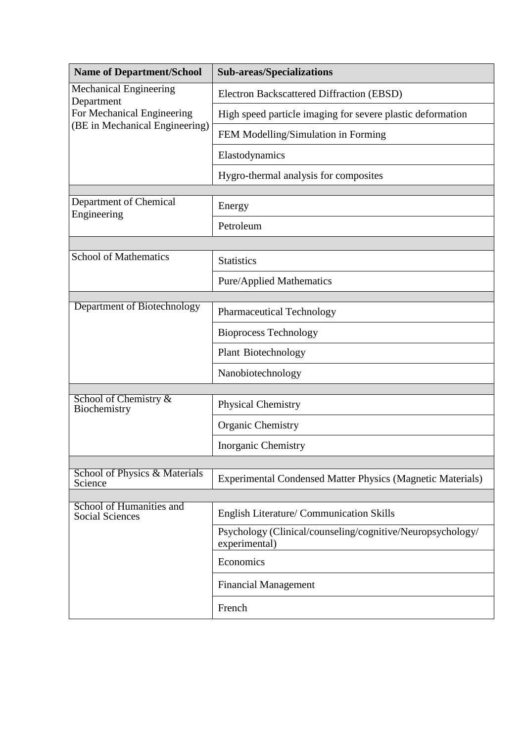| Name of Department/School | Sub-areas/Specializations |
|---|---|
| Mechanical Engineering Department For Mechanical Engineering (BE in Mechanical Engineering) | Electron Backscattered Diffraction (EBSD) |
| | High speed particle imaging for severe plastic deformation |
| | FEM Modelling/Simulation in Forming |
| | Elastodynamics |
| | Hygro-thermal analysis for composites |
| | |
| Department of Chemical Engineering | Energy |
| | Petroleum |
| | |
| School of Mathematics | Statistics |
| | Pure/Applied Mathematics |
| | |
| Department of Biotechnology | Pharmaceutical Technology |
| | Bioprocess Technology |
| | Plant Biotechnology |
| | Nanobiotechnology |
| | |
| School of Chemistry & Biochemistry | Physical Chemistry |
| | Organic Chemistry |
| | Inorganic Chemistry |
| | |
| School of Physics & Materials Science | Experimental Condensed Matter Physics (Magnetic Materials) |
| | |
| School of Humanities and Social Sciences | English Literature/ Communication Skills |
| | Psychology (Clinical/counseling/cognitive/Neuropsychology/ experimental) |
| | Economics |
| | Financial Management |
| | French |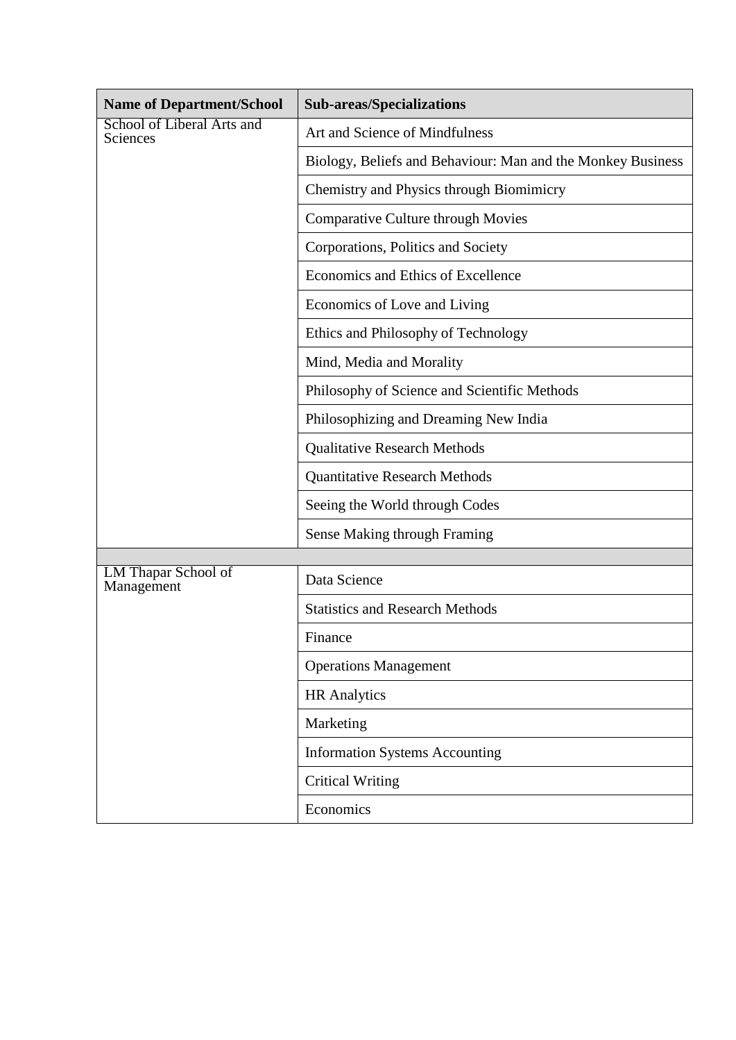| Name of Department/School | Sub-areas/Specializations |
|---|---|
| School of Liberal Arts and Sciences | Art and Science of Mindfulness |
| | Biology, Beliefs and Behaviour: Man and the Monkey Business |
| | Chemistry and Physics through Biomimicry |
| | Comparative Culture through Movies |
| | Corporations, Politics and Society |
| | Economics and Ethics of Excellence |
| | Economics of Love and Living |
| | Ethics and Philosophy of Technology |
| | Mind, Media and Morality |
| | Philosophy of Science and Scientific Methods |
| | Philosophizing and Dreaming New India |
| | Qualitative Research Methods |
| | Quantitative Research Methods |
| | Seeing the World through Codes |
| | Sense Making through Framing |
| | |
| LM Thapar School of Management | Data Science |
| | Statistics and Research Methods |
| | Finance |
| | Operations Management |
| | HR Analytics |
| | Marketing |
| | Information Systems Accounting |
| | Critical Writing |
| | Economics |